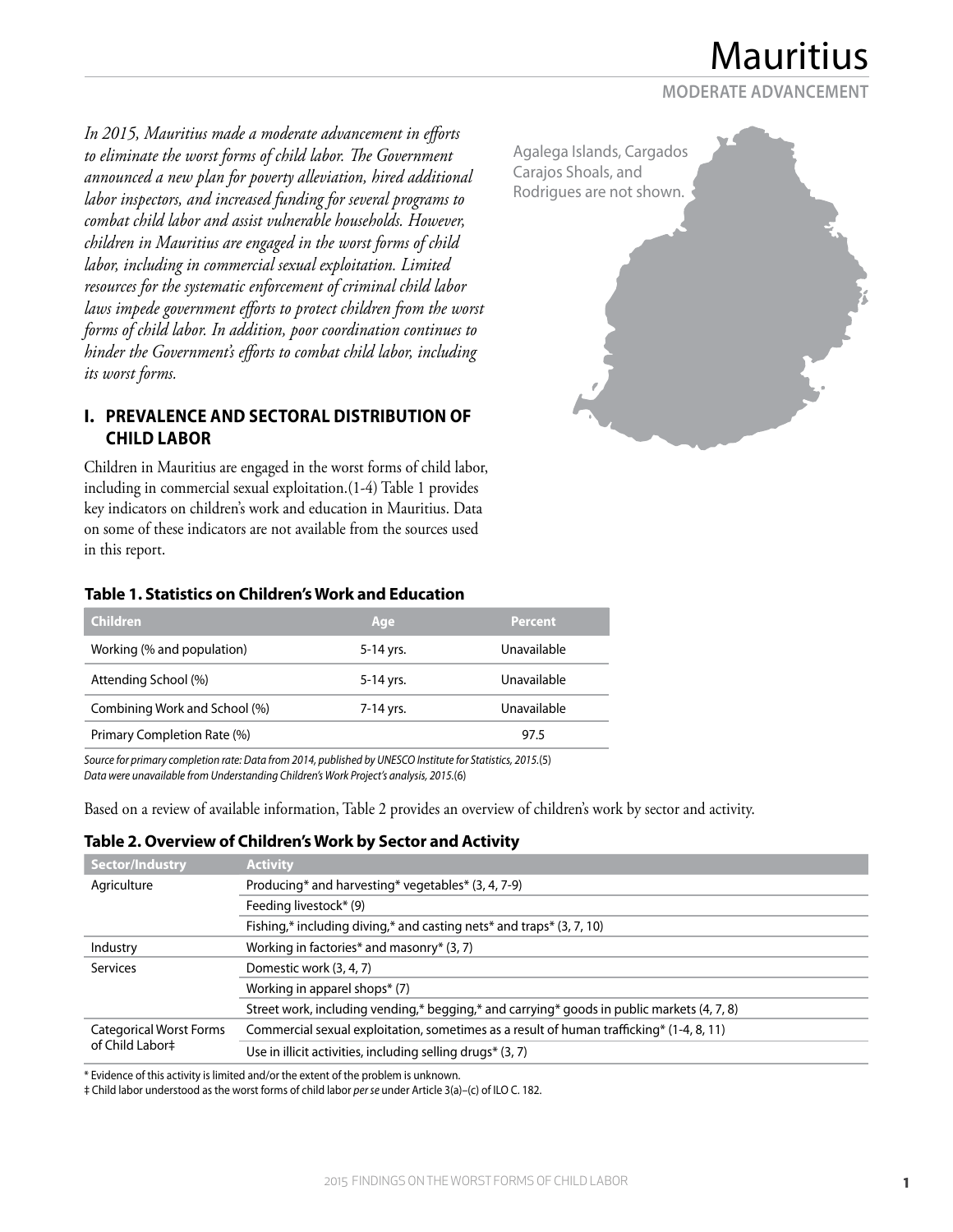# Mauritius

**MODERATE ADVANCEMENT**

*In 2015, Mauritius made a moderate advancement in efforts to eliminate the worst forms of child labor. The Government announced a new plan for poverty alleviation, hired additional labor inspectors, and increased funding for several programs to combat child labor and assist vulnerable households. However, children in Mauritius are engaged in the worst forms of child labor, including in commercial sexual exploitation. Limited resources for the systematic enforcement of criminal child labor laws impede government efforts to protect children from the worst forms of child labor. In addition, poor coordination continues to hinder the Government's efforts to combat child labor, including its worst forms.*

Agalega Islands, Cargados Carajos Shoals, and Rodrigues are not shown.

## I. PREVALENCE AND SECTORAL DISTRIBUTION OF CHILD LABOR

Children in Mauritius are engaged in the worst forms of child labor, including in commercial sexual exploitation.(1-4) Table 1 provides key indicators on children's work and education in Mauritius. Data on some of these indicators are not available from the sources used in this report.

### Table 1. Statistics on Children's Work and Education

| Children | Age | Percent |
|---|---|---|
| Working (% and population) | 5-14 yrs. | Unavailable |
| Attending School (%) | 5-14 yrs. | Unavailable |
| Combining Work and School (%) | 7-14 yrs. | Unavailable |
| Primary Completion Rate (%) | | 97.5 |

*Source for primary completion rate: Data from 2014, published by UNESCO Institute for Statistics, 2015.*(5)
*Data were unavailable from Understanding Children's Work Project's analysis, 2015.*(6)

Based on a review of available information, Table 2 provides an overview of children's work by sector and activity.

### Table 2. Overview of Children's Work by Sector and Activity

| Sector/Industry | Activity |
|---|---|
| Agriculture | Producing* and harvesting* vegetables* (3, 4, 7-9) |
| | Feeding livestock* (9) |
| | Fishing,* including diving,* and casting nets* and traps* (3, 7, 10) |
| Industry | Working in factories* and masonry* (3, 7) |
| Services | Domestic work (3, 4, 7) |
| | Working in apparel shops* (7) |
| | Street work, including vending,* begging,* and carrying* goods in public markets (4, 7, 8) |
| Categorical Worst Forms of Child Labor‡ | Commercial sexual exploitation, sometimes as a result of human trafficking* (1-4, 8, 11) |
| | Use in illicit activities, including selling drugs* (3, 7) |

\* Evidence of this activity is limited and/or the extent of the problem is unknown.
‡ Child labor understood as the worst forms of child labor *per se* under Article 3(a)–(c) of ILO C. 182.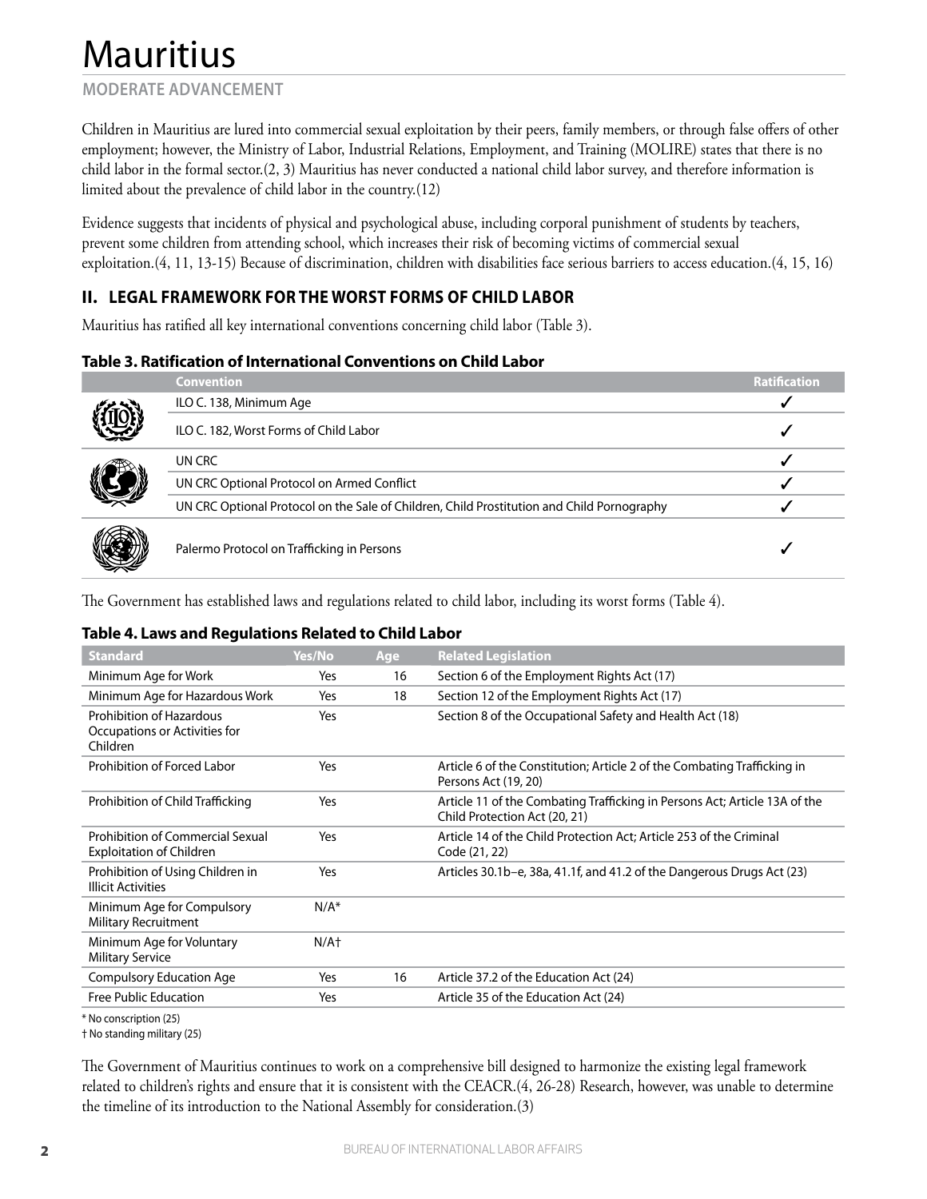# Mauritius

**MODERATE ADVANCEMENT**

Children in Mauritius are lured into commercial sexual exploitation by their peers, family members, or through false offers of other employment; however, the Ministry of Labor, Industrial Relations, Employment, and Training (MOLIRE) states that there is no child labor in the formal sector.(2, 3) Mauritius has never conducted a national child labor survey, and therefore information is limited about the prevalence of child labor in the country.(12)

Evidence suggests that incidents of physical and psychological abuse, including corporal punishment of students by teachers, prevent some children from attending school, which increases their risk of becoming victims of commercial sexual exploitation.(4, 11, 13-15) Because of discrimination, children with disabilities face serious barriers to access education.(4, 15, 16)

## II. LEGAL FRAMEWORK FOR THE WORST FORMS OF CHILD LABOR

Mauritius has ratified all key international conventions concerning child labor (Table 3).

**Table 3. Ratification of International Conventions on Child Labor**

| Convention | Ratification |
|---|---|
| ILO C. 138, Minimum Age | ✓ |
| ILO C. 182, Worst Forms of Child Labor | ✓ |
| UN CRC | ✓ |
| UN CRC Optional Protocol on Armed Conflict | ✓ |
| UN CRC Optional Protocol on the Sale of Children, Child Prostitution and Child Pornography | ✓ |
| Palermo Protocol on Trafficking in Persons | ✓ |

The Government has established laws and regulations related to child labor, including its worst forms (Table 4).

**Table 4. Laws and Regulations Related to Child Labor**

| Standard | Yes/No | Age | Related Legislation |
|---|---|---|---|
| Minimum Age for Work | Yes | 16 | Section 6 of the Employment Rights Act (17) |
| Minimum Age for Hazardous Work | Yes | 18 | Section 12 of the Employment Rights Act (17) |
| Prohibition of Hazardous Occupations or Activities for Children | Yes | | Section 8 of the Occupational Safety and Health Act (18) |
| Prohibition of Forced Labor | Yes | | Article 6 of the Constitution; Article 2 of the Combating Trafficking in Persons Act (19, 20) |
| Prohibition of Child Trafficking | Yes | | Article 11 of the Combating Trafficking in Persons Act; Article 13A of the Child Protection Act (20, 21) |
| Prohibition of Commercial Sexual Exploitation of Children | Yes | | Article 14 of the Child Protection Act; Article 253 of the Criminal Code (21, 22) |
| Prohibition of Using Children in Illicit Activities | Yes | | Articles 30.1b–e, 38a, 41.1f, and 41.2 of the Dangerous Drugs Act (23) |
| Minimum Age for Compulsory Military Recruitment | N/A* | | |
| Minimum Age for Voluntary Military Service | N/A† | | |
| Compulsory Education Age | Yes | 16 | Article 37.2 of the Education Act (24) |
| Free Public Education | Yes | | Article 35 of the Education Act (24) |

\* No conscription (25)

† No standing military (25)

The Government of Mauritius continues to work on a comprehensive bill designed to harmonize the existing legal framework related to children's rights and ensure that it is consistent with the CEACR.(4, 26-28) Research, however, was unable to determine the timeline of its introduction to the National Assembly for consideration.(3)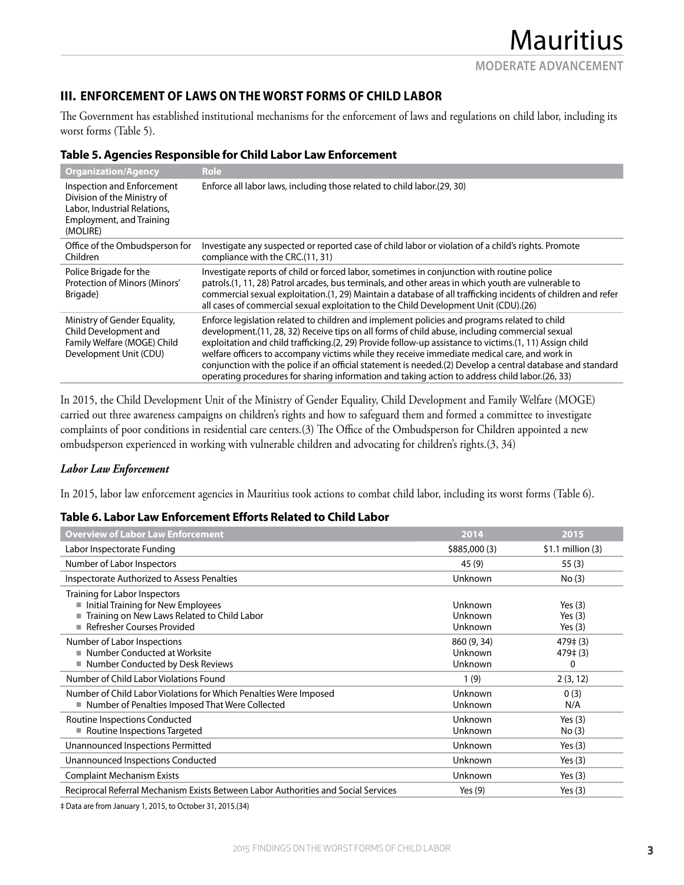## III. ENFORCEMENT OF LAWS ON THE WORST FORMS OF CHILD LABOR

The Government has established institutional mechanisms for the enforcement of laws and regulations on child labor, including its worst forms (Table 5).

### Table 5. Agencies Responsible for Child Labor Law Enforcement

| Organization/Agency | Role |
|---|---|
| Inspection and Enforcement Division of the Ministry of Labor, Industrial Relations, Employment, and Training (MOLIRE) | Enforce all labor laws, including those related to child labor.(29, 30) |
| Office of the Ombudsperson for Children | Investigate any suspected or reported case of child labor or violation of a child's rights. Promote compliance with the CRC.(11, 31) |
| Police Brigade for the Protection of Minors (Minors' Brigade) | Investigate reports of child or forced labor, sometimes in conjunction with routine police patrols.(1, 11, 28) Patrol arcades, bus terminals, and other areas in which youth are vulnerable to commercial sexual exploitation.(1, 29) Maintain a database of all trafficking incidents of children and refer all cases of commercial sexual exploitation to the Child Development Unit (CDU).(26) |
| Ministry of Gender Equality, Child Development and Family Welfare (MOGE) Child Development Unit (CDU) | Enforce legislation related to children and implement policies and programs related to child development.(11, 28, 32) Receive tips on all forms of child abuse, including commercial sexual exploitation and child trafficking.(2, 29) Provide follow-up assistance to victims.(1, 11) Assign child welfare officers to accompany victims while they receive immediate medical care, and work in conjunction with the police if an official statement is needed.(2) Develop a central database and standard operating procedures for sharing information and taking action to address child labor.(26, 33) |

In 2015, the Child Development Unit of the Ministry of Gender Equality, Child Development and Family Welfare (MOGE) carried out three awareness campaigns on children's rights and how to safeguard them and formed a committee to investigate complaints of poor conditions in residential care centers.(3) The Office of the Ombudsperson for Children appointed a new ombudsperson experienced in working with vulnerable children and advocating for children's rights.(3, 34)

#### *Labor Law Enforcement*

In 2015, labor law enforcement agencies in Mauritius took actions to combat child labor, including its worst forms (Table 6).

### Table 6. Labor Law Enforcement Efforts Related to Child Labor

| Overview of Labor Law Enforcement | 2014 | 2015 |
|---|---|---|
| Labor Inspectorate Funding | $885,000 (3) | $1.1 million (3) |
| Number of Labor Inspectors | 45 (9) | 55 (3) |
| Inspectorate Authorized to Assess Penalties | Unknown | No (3) |
| Training for Labor Inspectors | | |
| ■ Initial Training for New Employees | Unknown | Yes (3) |
| ■ Training on New Laws Related to Child Labor | Unknown | Yes (3) |
| ■ Refresher Courses Provided | Unknown | Yes (3) |
| Number of Labor Inspections | 860 (9, 34) | 479‡ (3) |
| ■ Number Conducted at Worksite | Unknown | 479‡ (3) |
| ■ Number Conducted by Desk Reviews | Unknown | 0 |
| Number of Child Labor Violations Found | 1 (9) | 2 (3, 12) |
| Number of Child Labor Violations for Which Penalties Were Imposed | Unknown | 0 (3) |
| ■ Number of Penalties Imposed That Were Collected | Unknown | N/A |
| Routine Inspections Conducted | Unknown | Yes (3) |
| ■ Routine Inspections Targeted | Unknown | No (3) |
| Unannounced Inspections Permitted | Unknown | Yes (3) |
| Unannounced Inspections Conducted | Unknown | Yes (3) |
| Complaint Mechanism Exists | Unknown | Yes (3) |
| Reciprocal Referral Mechanism Exists Between Labor Authorities and Social Services | Yes (9) | Yes (3) |

‡ Data are from January 1, 2015, to October 31, 2015.(34)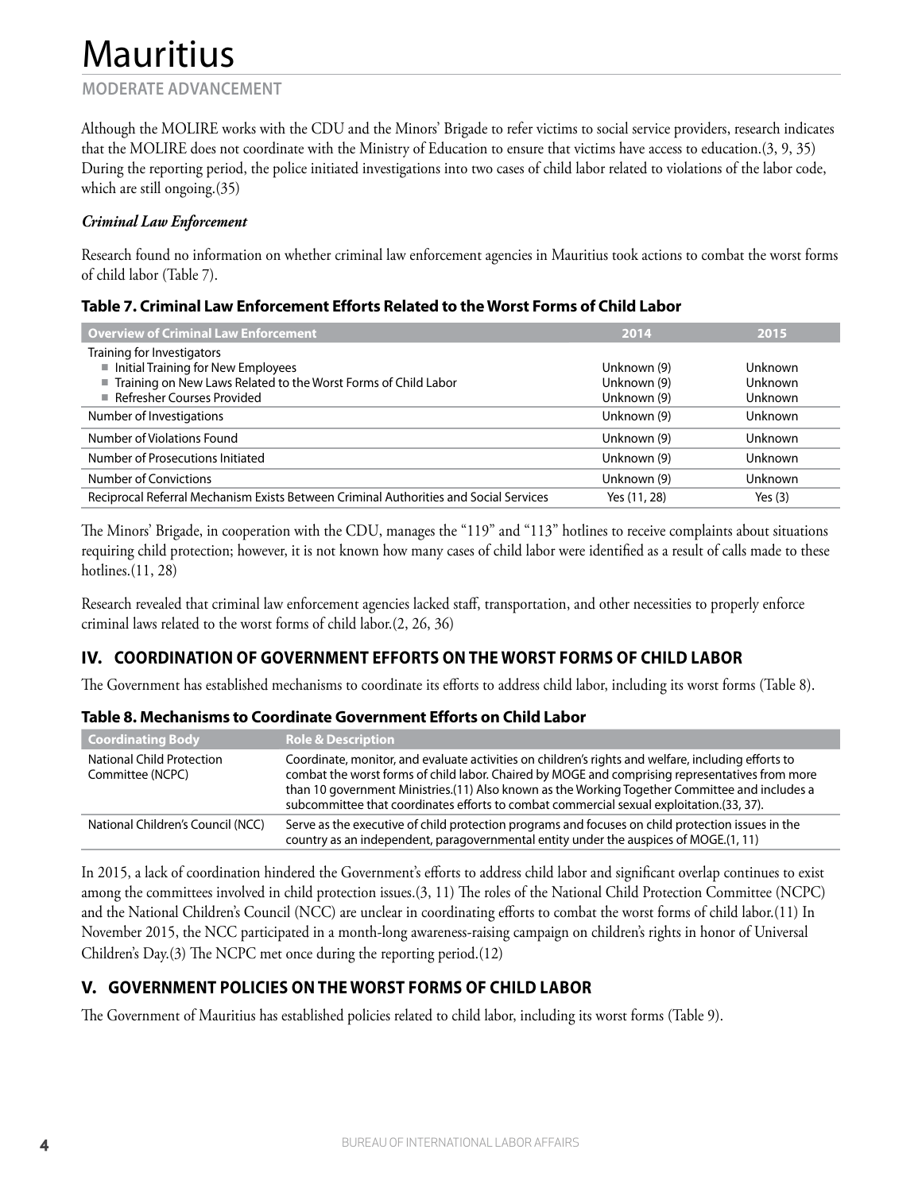# Mauritius

**MODERATE ADVANCEMENT**

Although the MOLIRE works with the CDU and the Minors' Brigade to refer victims to social service providers, research indicates that the MOLIRE does not coordinate with the Ministry of Education to ensure that victims have access to education.(3, 9, 35) During the reporting period, the police initiated investigations into two cases of child labor related to violations of the labor code, which are still ongoing.(35)

***Criminal Law Enforcement***

Research found no information on whether criminal law enforcement agencies in Mauritius took actions to combat the worst forms of child labor (Table 7).

**Table 7. Criminal Law Enforcement Efforts Related to the Worst Forms of Child Labor**

| Overview of Criminal Law Enforcement | 2014 | 2015 |
|---|---|---|
| Training for Investigators | | |
| ■ Initial Training for New Employees | Unknown (9) | Unknown |
| ■ Training on New Laws Related to the Worst Forms of Child Labor | Unknown (9) | Unknown |
| ■ Refresher Courses Provided | Unknown (9) | Unknown |
| Number of Investigations | Unknown (9) | Unknown |
| Number of Violations Found | Unknown (9) | Unknown |
| Number of Prosecutions Initiated | Unknown (9) | Unknown |
| Number of Convictions | Unknown (9) | Unknown |
| Reciprocal Referral Mechanism Exists Between Criminal Authorities and Social Services | Yes (11, 28) | Yes (3) |

The Minors' Brigade, in cooperation with the CDU, manages the "119" and "113" hotlines to receive complaints about situations requiring child protection; however, it is not known how many cases of child labor were identified as a result of calls made to these hotlines.(11, 28)

Research revealed that criminal law enforcement agencies lacked staff, transportation, and other necessities to properly enforce criminal laws related to the worst forms of child labor.(2, 26, 36)

## IV. COORDINATION OF GOVERNMENT EFFORTS ON THE WORST FORMS OF CHILD LABOR

The Government has established mechanisms to coordinate its efforts to address child labor, including its worst forms (Table 8).

**Table 8. Mechanisms to Coordinate Government Efforts on Child Labor**

| Coordinating Body | Role & Description |
|---|---|
| National Child Protection Committee (NCPC) | Coordinate, monitor, and evaluate activities on children's rights and welfare, including efforts to combat the worst forms of child labor. Chaired by MOGE and comprising representatives from more than 10 government Ministries.(11) Also known as the Working Together Committee and includes a subcommittee that coordinates efforts to combat commercial sexual exploitation.(33, 37). |
| National Children's Council (NCC) | Serve as the executive of child protection programs and focuses on child protection issues in the country as an independent, paragovernmental entity under the auspices of MOGE.(1, 11) |

In 2015, a lack of coordination hindered the Government's efforts to address child labor and significant overlap continues to exist among the committees involved in child protection issues.(3, 11) The roles of the National Child Protection Committee (NCPC) and the National Children's Council (NCC) are unclear in coordinating efforts to combat the worst forms of child labor.(11) In November 2015, the NCC participated in a month-long awareness-raising campaign on children's rights in honor of Universal Children's Day.(3) The NCPC met once during the reporting period.(12)

## V. GOVERNMENT POLICIES ON THE WORST FORMS OF CHILD LABOR

The Government of Mauritius has established policies related to child labor, including its worst forms (Table 9).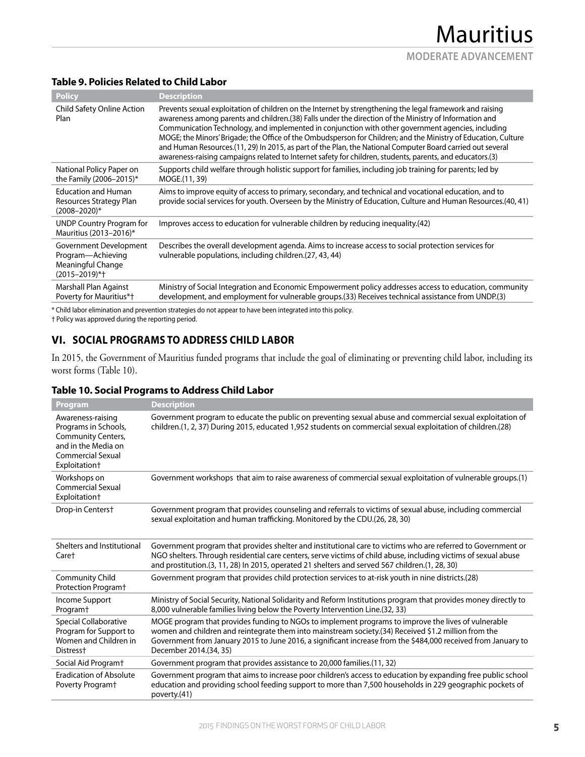**Table 9. Policies Related to Child Labor**

| Policy | Description |
|---|---|
| Child Safety Online Action Plan | Prevents sexual exploitation of children on the Internet by strengthening the legal framework and raising awareness among parents and children.(38) Falls under the direction of the Ministry of Information and Communication Technology, and implemented in conjunction with other government agencies, including MOGE; the Minors' Brigade; the Office of the Ombudsperson for Children; and the Ministry of Education, Culture and Human Resources.(11, 29) In 2015, as part of the Plan, the National Computer Board carried out several awareness-raising campaigns related to Internet safety for children, students, parents, and educators.(3) |
| National Policy Paper on the Family (2006–2015)* | Supports child welfare through holistic support for families, including job training for parents; led by MOGE.(11, 39) |
| Education and Human Resources Strategy Plan (2008–2020)* | Aims to improve equity of access to primary, secondary, and technical and vocational education, and to provide social services for youth. Overseen by the Ministry of Education, Culture and Human Resources.(40, 41) |
| UNDP Country Program for Mauritius (2013–2016)* | Improves access to education for vulnerable children by reducing inequality.(42) |
| Government Development Program—Achieving Meaningful Change (2015–2019)*† | Describes the overall development agenda. Aims to increase access to social protection services for vulnerable populations, including children.(27, 43, 44) |
| Marshall Plan Against Poverty for Mauritius*† | Ministry of Social Integration and Economic Empowerment policy addresses access to education, community development, and employment for vulnerable groups.(33) Receives technical assistance from UNDP.(3) |

\* Child labor elimination and prevention strategies do not appear to have been integrated into this policy.
† Policy was approved during the reporting period.

## VI. SOCIAL PROGRAMS TO ADDRESS CHILD LABOR

In 2015, the Government of Mauritius funded programs that include the goal of eliminating or preventing child labor, including its worst forms (Table 10).

**Table 10. Social Programs to Address Child Labor**

| Program | Description |
|---|---|
| Awareness-raising Programs in Schools, Community Centers, and in the Media on Commercial Sexual Exploitation† | Government program to educate the public on preventing sexual abuse and commercial sexual exploitation of children.(1, 2, 37) During 2015, educated 1,952 students on commercial sexual exploitation of children.(28) |
| Workshops on Commercial Sexual Exploitation† | Government workshops that aim to raise awareness of commercial sexual exploitation of vulnerable groups.(1) |
| Drop-in Centers† | Government program that provides counseling and referrals to victims of sexual abuse, including commercial sexual exploitation and human trafficking. Monitored by the CDU.(26, 28, 30) |
| Shelters and Institutional Care† | Government program that provides shelter and institutional care to victims who are referred to Government or NGO shelters. Through residential care centers, serve victims of child abuse, including victims of sexual abuse and prostitution.(3, 11, 28) In 2015, operated 21 shelters and served 567 children.(1, 28, 30) |
| Community Child Protection Program† | Government program that provides child protection services to at-risk youth in nine districts.(28) |
| Income Support Program† | Ministry of Social Security, National Solidarity and Reform Institutions program that provides money directly to 8,000 vulnerable families living below the Poverty Intervention Line.(32, 33) |
| Special Collaborative Program for Support to Women and Children in Distress† | MOGE program that provides funding to NGOs to implement programs to improve the lives of vulnerable women and children and reintegrate them into mainstream society.(34) Received $1.2 million from the Government from January 2015 to June 2016, a significant increase from the $484,000 received from January to December 2014.(34, 35) |
| Social Aid Program† | Government program that provides assistance to 20,000 families.(11, 32) |
| Eradication of Absolute Poverty Program† | Government program that aims to increase poor children's access to education by expanding free public school education and providing school feeding support to more than 7,500 households in 229 geographic pockets of poverty.(41) |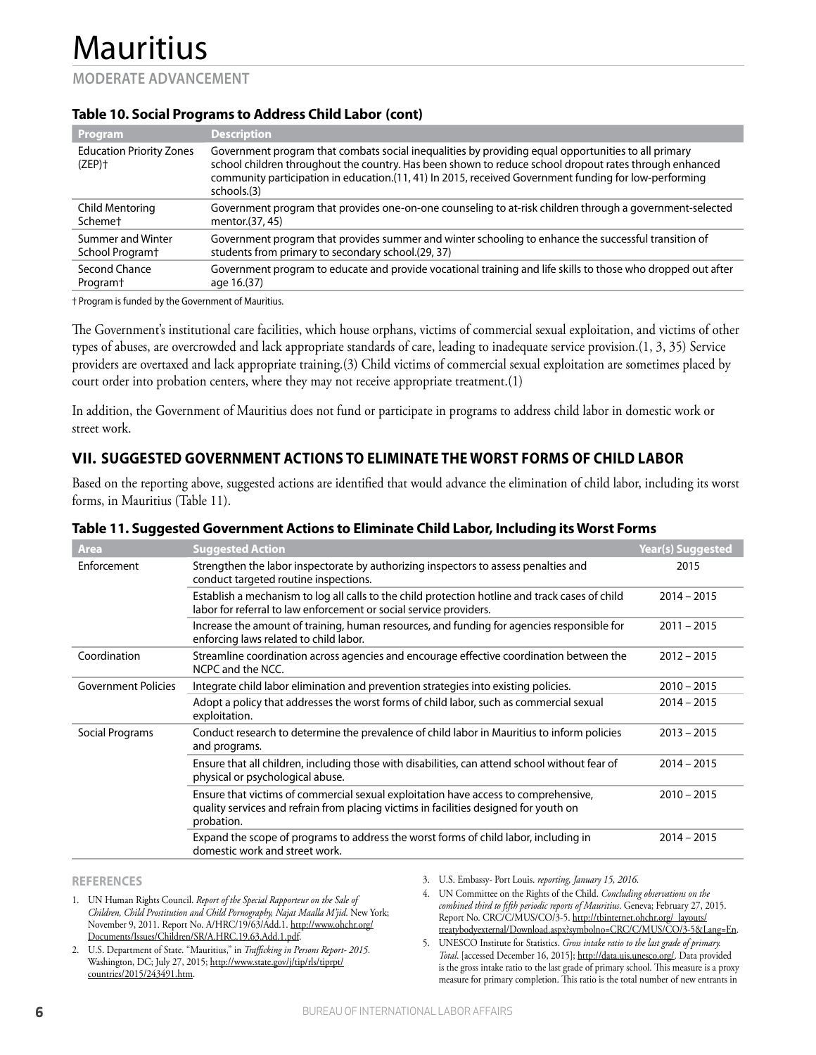# Mauritius

**MODERATE ADVANCEMENT**

### Table 10. Social Programs to Address Child Labor (cont)

| Program | Description |
|---|---|
| Education Priority Zones (ZEP)† | Government program that combats social inequalities by providing equal opportunities to all primary school children throughout the country. Has been shown to reduce school dropout rates through enhanced community participation in education.(11, 41) In 2015, received Government funding for low-performing schools.(3) |
| Child Mentoring Scheme† | Government program that provides one-on-one counseling to at-risk children through a government-selected mentor.(37, 45) |
| Summer and Winter School Program† | Government program that provides summer and winter schooling to enhance the successful transition of students from primary to secondary school.(29, 37) |
| Second Chance Program† | Government program to educate and provide vocational training and life skills to those who dropped out after age 16.(37) |

† Program is funded by the Government of Mauritius.

The Government's institutional care facilities, which house orphans, victims of commercial sexual exploitation, and victims of other types of abuses, are overcrowded and lack appropriate standards of care, leading to inadequate service provision.(1, 3, 35) Service providers are overtaxed and lack appropriate training.(3) Child victims of commercial sexual exploitation are sometimes placed by court order into probation centers, where they may not receive appropriate treatment.(1)

In addition, the Government of Mauritius does not fund or participate in programs to address child labor in domestic work or street work.

## VII. SUGGESTED GOVERNMENT ACTIONS TO ELIMINATE THE WORST FORMS OF CHILD LABOR

Based on the reporting above, suggested actions are identified that would advance the elimination of child labor, including its worst forms, in Mauritius (Table 11).

### Table 11. Suggested Government Actions to Eliminate Child Labor, Including its Worst Forms

| Area | Suggested Action | Year(s) Suggested |
|---|---|---|
| Enforcement | Strengthen the labor inspectorate by authorizing inspectors to assess penalties and conduct targeted routine inspections. | 2015 |
| | Establish a mechanism to log all calls to the child protection hotline and track cases of child labor for referral to law enforcement or social service providers. | 2014 – 2015 |
| | Increase the amount of training, human resources, and funding for agencies responsible for enforcing laws related to child labor. | 2011 – 2015 |
| Coordination | Streamline coordination across agencies and encourage effective coordination between the NCPC and the NCC. | 2012 – 2015 |
| Government Policies | Integrate child labor elimination and prevention strategies into existing policies. | 2010 – 2015 |
| | Adopt a policy that addresses the worst forms of child labor, such as commercial sexual exploitation. | 2014 – 2015 |
| Social Programs | Conduct research to determine the prevalence of child labor in Mauritius to inform policies and programs. | 2013 – 2015 |
| | Ensure that all children, including those with disabilities, can attend school without fear of physical or psychological abuse. | 2014 – 2015 |
| | Ensure that victims of commercial sexual exploitation have access to comprehensive, quality services and refrain from placing victims in facilities designed for youth on probation. | 2010 – 2015 |
| | Expand the scope of programs to address the worst forms of child labor, including in domestic work and street work. | 2014 – 2015 |

**REFERENCES**

1. UN Human Rights Council. *Report of the Special Rapporteur on the Sale of Children, Child Prostitution and Child Pornography, Najat Maalla M'jid*. New York; November 9, 2011. Report No. A/HRC/19/63/Add.1. http://www.ohchr.org/Documents/Issues/Children/SR/A.HRC.19.63.Add.1.pdf.
2. U.S. Department of State. "Mauritius," in *Trafficking in Persons Report- 2015*. Washington, DC; July 27, 2015; http://www.state.gov/j/tip/rls/tiprpt/countries/2015/243491.htm.
3. U.S. Embassy- Port Louis. *reporting, January 15, 2016*.
4. UN Committee on the Rights of the Child. *Concluding observations on the combined third to fifth periodic reports of Mauritius*. Geneva; February 27, 2015. Report No. CRC/C/MUS/CO/3-5. http://tbinternet.ohchr.org/_layouts/treatybodyexternal/Download.aspx?symbolno=CRC/C/MUS/CO/3-5&Lang=En.
5. UNESCO Institute for Statistics. *Gross intake ratio to the last grade of primary. Total*. [accessed December 16, 2015]; http://data.uis.unesco.org/. Data provided is the gross intake ratio to the last grade of primary school. This measure is a proxy measure for primary completion. This ratio is the total number of new entrants in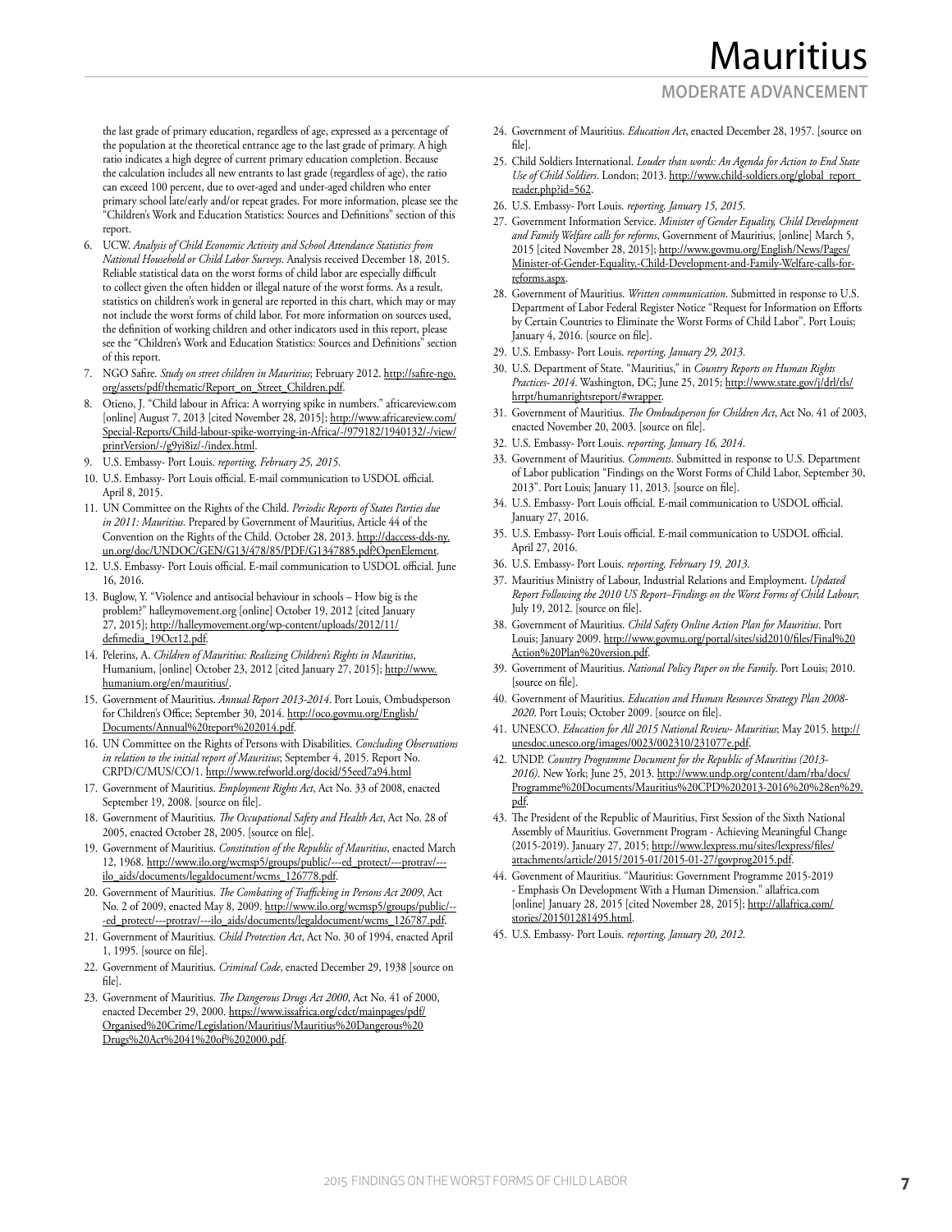the last grade of primary education, regardless of age, expressed as a percentage of the population at the theoretical entrance age to the last grade of primary. A high ratio indicates a high degree of current primary education completion. Because the calculation includes all new entrants to last grade (regardless of age), the ratio can exceed 100 percent, due to over-aged and under-aged children who enter primary school late/early and/or repeat grades. For more information, please see the "Children's Work and Education Statistics: Sources and Definitions" section of this report.

6. UCW. *Analysis of Child Economic Activity and School Attendance Statistics from National Household or Child Labor Surveys*. Analysis received December 18, 2015. Reliable statistical data on the worst forms of child labor are especially difficult to collect given the often hidden or illegal nature of the worst forms. As a result, statistics on children's work in general are reported in this chart, which may or may not include the worst forms of child labor. For more information on sources used, the definition of working children and other indicators used in this report, please see the "Children's Work and Education Statistics: Sources and Definitions" section of this report.
7. NGO Safire. *Study on street children in Mauritius*; February 2012. http://safire-ngo.org/assets/pdf/thematic/Report_on_Street_Children.pdf.
8. Otieno, J. "Child labour in Africa: A worrying spike in numbers." africareview.com [online] August 7, 2013 [cited November 28, 2015]; http://www.africareview.com/Special-Reports/Child-labour-spike-worrying-in-Africa/-/979182/1940132/-/view/printVersion/-/g9yi8iz/-/index.html.
9. U.S. Embassy- Port Louis. *reporting, February 25, 2015*.
10. U.S. Embassy- Port Louis official. E-mail communication to USDOL official. April 8, 2015.
11. UN Committee on the Rights of the Child. *Periodic Reports of States Parties due in 2011: Mauritius*. Prepared by Government of Mauritius, Article 44 of the Convention on the Rights of the Child. October 28, 2013. http://daccess-dds-ny.un.org/doc/UNDOC/GEN/G13/478/85/PDF/G1347885.pdf?OpenElement.
12. U.S. Embassy- Port Louis official. E-mail communication to USDOL official. June 16, 2016.
13. Buglow, Y. "Violence and antisocial behaviour in schools – How big is the problem?" halleymovement.org [online] October 19, 2012 [cited January 27, 2015]; http://halleymovement.org/wp-content/uploads/2012/11/defimedia_19Oct12.pdf.
14. Pelerins, A. *Children of Mauritius: Realizing Children's Rights in Mauritius*, Humanium, [online] October 23, 2012 [cited January 27, 2015]; http://www.humanium.org/en/mauritius/.
15. Government of Mauritius. *Annual Report 2013-2014*. Port Louis, Ombudsperson for Children's Office; September 30, 2014. http://oco.govmu.org/English/Documents/Annual%20report%202014.pdf.
16. UN Committee on the Rights of Persons with Disabilities. *Concluding Observations in relation to the initial report of Mauritius*; September 4, 2015. Report No. CRPD/C/MUS/CO/1. http://www.refworld.org/docid/55eed7a94.html
17. Government of Mauritius. *Employment Rights Act*, Act No. 33 of 2008, enacted September 19, 2008. [source on file].
18. Government of Mauritius. *The Occupational Safety and Health Act*, Act No. 28 of 2005, enacted October 28, 2005. [source on file].
19. Government of Mauritius. *Constitution of the Republic of Mauritius*, enacted March 12, 1968. http://www.ilo.org/wcmsp5/groups/public/---ed_protect/---protrav/---ilo_aids/documents/legaldocument/wcms_126778.pdf.
20. Government of Mauritius. *The Combating of Trafficking in Persons Act 2009*, Act No. 2 of 2009, enacted May 8, 2009. http://www.ilo.org/wcmsp5/groups/public/---ed_protect/---protrav/---ilo_aids/documents/legaldocument/wcms_126787.pdf.
21. Government of Mauritius. *Child Protection Act*, Act No. 30 of 1994, enacted April 1, 1995. [source on file].
22. Government of Mauritius. *Criminal Code*, enacted December 29, 1938 [source on file].
23. Government of Mauritius. *The Dangerous Drugs Act 2000*, Act No. 41 of 2000, enacted December 29, 2000. https://www.issafrica.org/cdct/mainpages/pdf/Organised%20Crime/Legislation/Mauritius/Mauritius%20Dangerous%20Drugs%20Act%2041%20of%202000.pdf.
24. Government of Mauritius. *Education Act*, enacted December 28, 1957. [source on file].
25. Child Soldiers International. *Louder than words: An Agenda for Action to End State Use of Child Soldiers*. London; 2013. http://www.child-soldiers.org/global_report_reader.php?id=562.
26. U.S. Embassy- Port Louis. *reporting, January 15, 2015*.
27. Government Information Service. *Minister of Gender Equality, Child Development and Family Welfare calls for reforms*, Government of Mauritius, [online] March 5, 2015 [cited November 28, 2015]; http://www.govmu.org/English/News/Pages/Minister-of-Gender-Equality,-Child-Development-and-Family-Welfare-calls-for-reforms.aspx.
28. Government of Mauritius. *Written communication*. Submitted in response to U.S. Department of Labor Federal Register Notice "Request for Information on Efforts by Certain Countries to Eliminate the Worst Forms of Child Labor". Port Louis; January 4, 2016. [source on file].
29. U.S. Embassy- Port Louis. *reporting, January 29, 2013*.
30. U.S. Department of State. "Mauritius," in *Country Reports on Human Rights Practices- 2014*. Washington, DC; June 25, 2015; http://www.state.gov/j/drl/rls/hrrpt/humanrightsreport/#wrapper.
31. Government of Mauritius. *The Ombudsperson for Children Act*, Act No. 41 of 2003, enacted November 20, 2003. [source on file].
32. U.S. Embassy- Port Louis. *reporting, January 16, 2014*.
33. Government of Mauritius. *Comments*. Submitted in response to U.S. Department of Labor publication "Findings on the Worst Forms of Child Labor, September 30, 2013". Port Louis; January 11, 2013. [source on file].
34. U.S. Embassy- Port Louis official. E-mail communication to USDOL official. January 27, 2016.
35. U.S. Embassy- Port Louis official. E-mail communication to USDOL official. April 27, 2016.
36. U.S. Embassy- Port Louis. *reporting, February 19, 2013*.
37. Mauritius Ministry of Labour, Industrial Relations and Employment. *Updated Report Following the 2010 US Report–Findings on the Worst Forms of Child Labour*; July 19, 2012. [source on file].
38. Government of Mauritius. *Child Safety Online Action Plan for Mauritius*. Port Louis; January 2009. http://www.govmu.org/portal/sites/sid2010/files/Final%20Action%20Plan%20version.pdf.
39. Government of Mauritius. *National Policy Paper on the Family*. Port Louis; 2010. [source on file].
40. Government of Mauritius. *Education and Human Resources Strategy Plan 2008-2020*. Port Louis; October 2009. [source on file].
41. UNESCO. *Education for All 2015 National Review- Mauritius*; May 2015. http://unesdoc.unesco.org/images/0023/002310/231077e.pdf.
42. UNDP. *Country Programme Document for the Republic of Mauritius (2013-2016)*. New York; June 25, 2013. http://www.undp.org/content/dam/rba/docs/Programme%20Documents/Mauritius%20CPD%202013-2016%20%28en%29.pdf.
43. The President of the Republic of Mauritius, First Session of the Sixth National Assembly of Mauritius. Government Program - Achieving Meaningful Change (2015-2019). January 27, 2015; http://www.lexpress.mu/sites/lexpress/files/attachments/article/2015/2015-01/2015-01-27/govprog2015.pdf.
44. Government of Mauritius. "Mauritius: Government Programme 2015-2019 - Emphasis On Development With a Human Dimension." allafrica.com [online] January 28, 2015 [cited November 28, 2015]; http://allafrica.com/stories/201501281495.html.
45. U.S. Embassy- Port Louis. *reporting, January 20, 2012*.